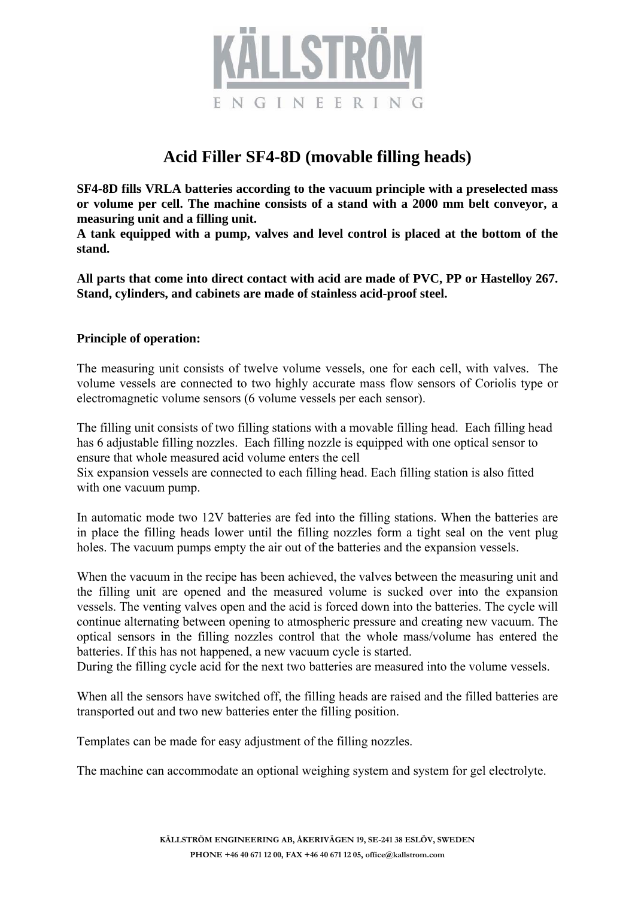# Acid Filler SF4-8D (movable filling heads)

**SF4-8D fills VRLA batteries according to the vacuum principle with a preselected mass or volume per cell. The machine consists of a stand with a 2000 mm belt conveyor, a measuring unit and a filling unit.**
**A tank equipped with a pump, valves and level control is placed at the bottom of the stand.**

**All parts that come into direct contact with acid are made of PVC, PP or Hastelloy 267. Stand, cylinders, and cabinets are made of stainless acid-proof steel.**

**Principle of operation:**

The measuring unit consists of twelve volume vessels, one for each cell, with valves. The volume vessels are connected to two highly accurate mass flow sensors of Coriolis type or electromagnetic volume sensors (6 volume vessels per each sensor).

The filling unit consists of two filling stations with a movable filling head. Each filling head has 6 adjustable filling nozzles. Each filling nozzle is equipped with one optical sensor to ensure that whole measured acid volume enters the cell
Six expansion vessels are connected to each filling head. Each filling station is also fitted with one vacuum pump.

In automatic mode two 12V batteries are fed into the filling stations. When the batteries are in place the filling heads lower until the filling nozzles form a tight seal on the vent plug holes. The vacuum pumps empty the air out of the batteries and the expansion vessels.

When the vacuum in the recipe has been achieved, the valves between the measuring unit and the filling unit are opened and the measured volume is sucked over into the expansion vessels. The venting valves open and the acid is forced down into the batteries. The cycle will continue alternating between opening to atmospheric pressure and creating new vacuum. The optical sensors in the filling nozzles control that the whole mass/volume has entered the batteries. If this has not happened, a new vacuum cycle is started.
During the filling cycle acid for the next two batteries are measured into the volume vessels.

When all the sensors have switched off, the filling heads are raised and the filled batteries are transported out and two new batteries enter the filling position.

Templates can be made for easy adjustment of the filling nozzles.

The machine can accommodate an optional weighing system and system for gel electrolyte.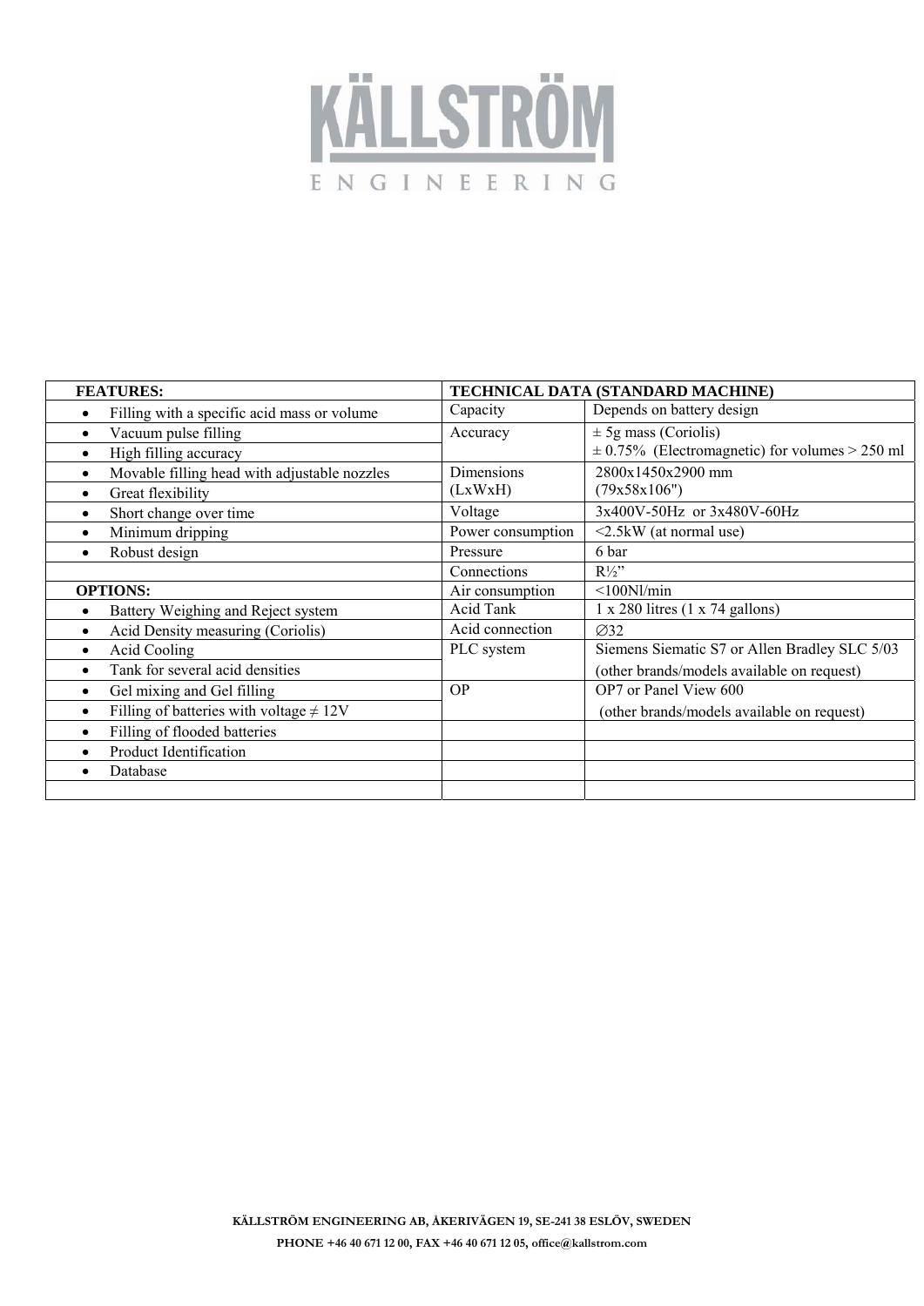# KÄLLSTRÖM

ENGINEERING

| FEATURES: | TECHNICAL DATA (STANDARD MACHINE) | |
|---|---|---|
| • Filling with a specific acid mass or volume | Capacity | Depends on battery design |
| • Vacuum pulse filling | Accuracy | ± 5g mass (Coriolis) |
| • High filling accuracy | | ± 0.75% (Electromagnetic) for volumes > 250 ml |
| • Movable filling head with adjustable nozzles | Dimensions | 2800x1450x2900 mm |
| • Great flexibility | (LxWxH) | (79x58x106") |
| • Short change over time | Voltage | 3x400V-50Hz or 3x480V-60Hz |
| • Minimum dripping | Power consumption | <2.5kW (at normal use) |
| • Robust design | Pressure | 6 bar |
| | Connections | R½" |
| **OPTIONS:** | Air consumption | <100Nl/min |
| • Battery Weighing and Reject system | Acid Tank | 1 x 280 litres (1 x 74 gallons) |
| • Acid Density measuring (Coriolis) | Acid connection | ∅32 |
| • Acid Cooling | PLC system | Siemens Siematic S7 or Allen Bradley SLC 5/03 |
| • Tank for several acid densities | | (other brands/models available on request) |
| • Gel mixing and Gel filling | OP | OP7 or Panel View 600 |
| • Filling of batteries with voltage ≠ 12V | | (other brands/models available on request) |
| • Filling of flooded batteries | | |
| • Product Identification | | |
| • Database | | |
| | | |

**KÄLLSTRÖM ENGINEERING AB, ÅKERIVÄGEN 19, SE-241 38 ESLÖV, SWEDEN**

**PHONE +46 40 671 12 00, FAX +46 40 671 12 05, office@kallstrom.com**